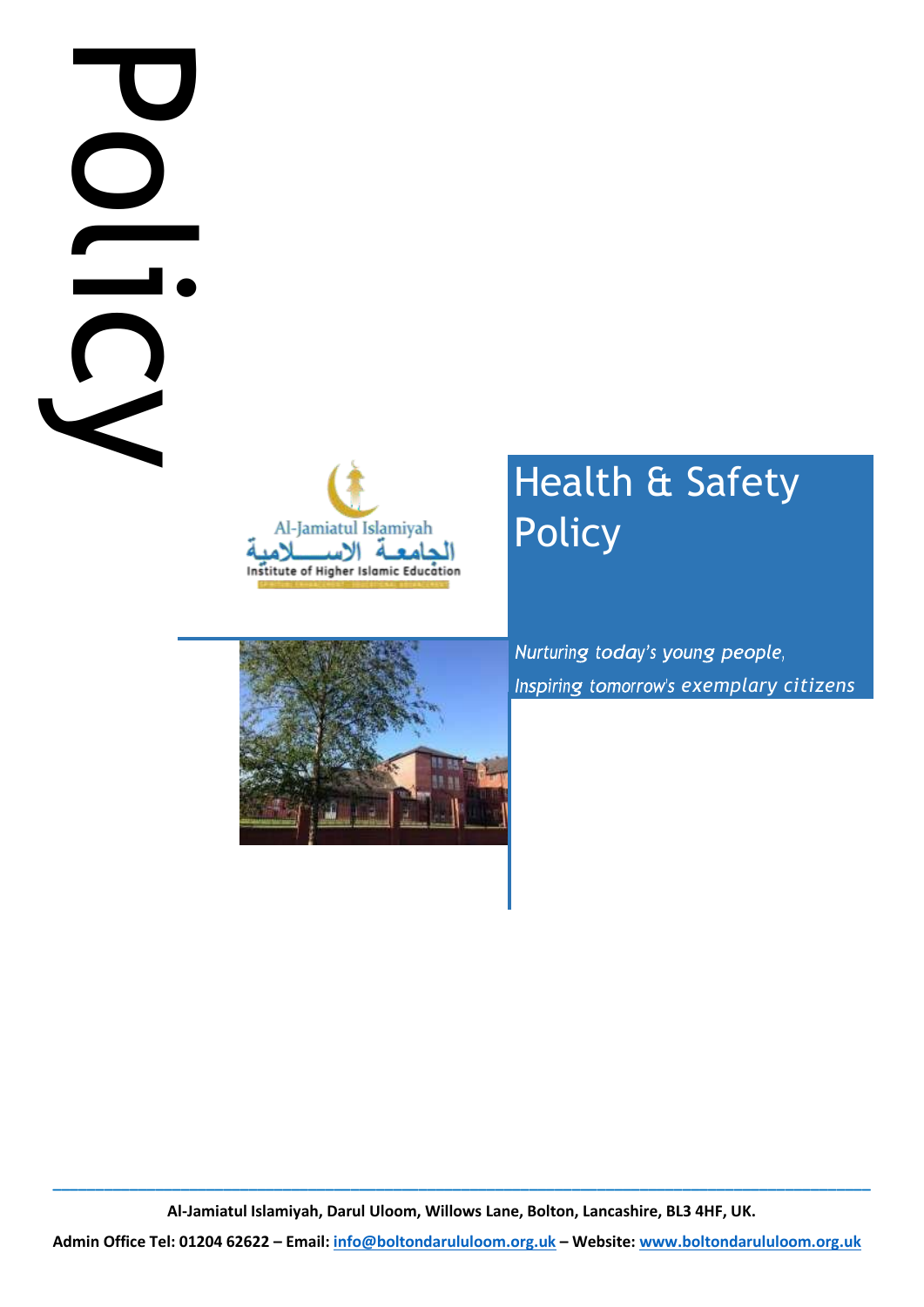Policy

Al-Jamiatul Islamiyah

الجامعة الاسلامية

Institute of Higher Islamic Education

# Health & Safety Policy

*Nurturing today's young people,*
*Inspiring tomorrow's exemplary citizens*

**Al-Jamiatul Islamiyah, Darul Uloom, Willows Lane, Bolton, Lancashire, BL3 4HF, UK.**

**Admin Office Tel: 01204 62622 – Email: [info@boltondarululoom.org.uk](mailto:info@boltondarululoom.org.uk) – Website: [www.boltondarululoom.org.uk](http://www.boltondarululoom.org.uk)**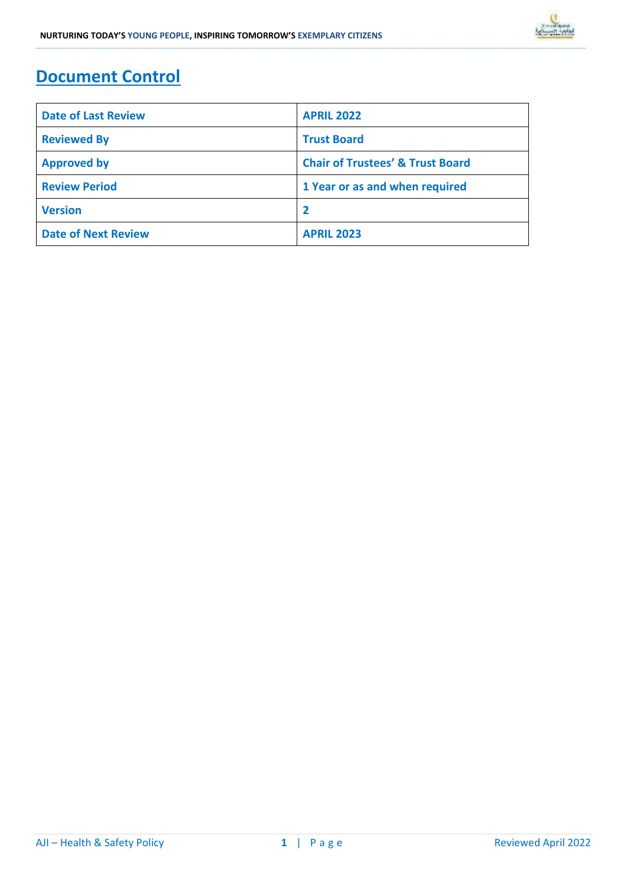# Document Control

| Date of Last Review | APRIL 2022 |
|---|---|
| Reviewed By | Trust Board |
| Approved by | Chair of Trustees' & Trust Board |
| Review Period | 1 Year or as and when required |
| Version | 2 |
| Date of Next Review | APRIL 2023 |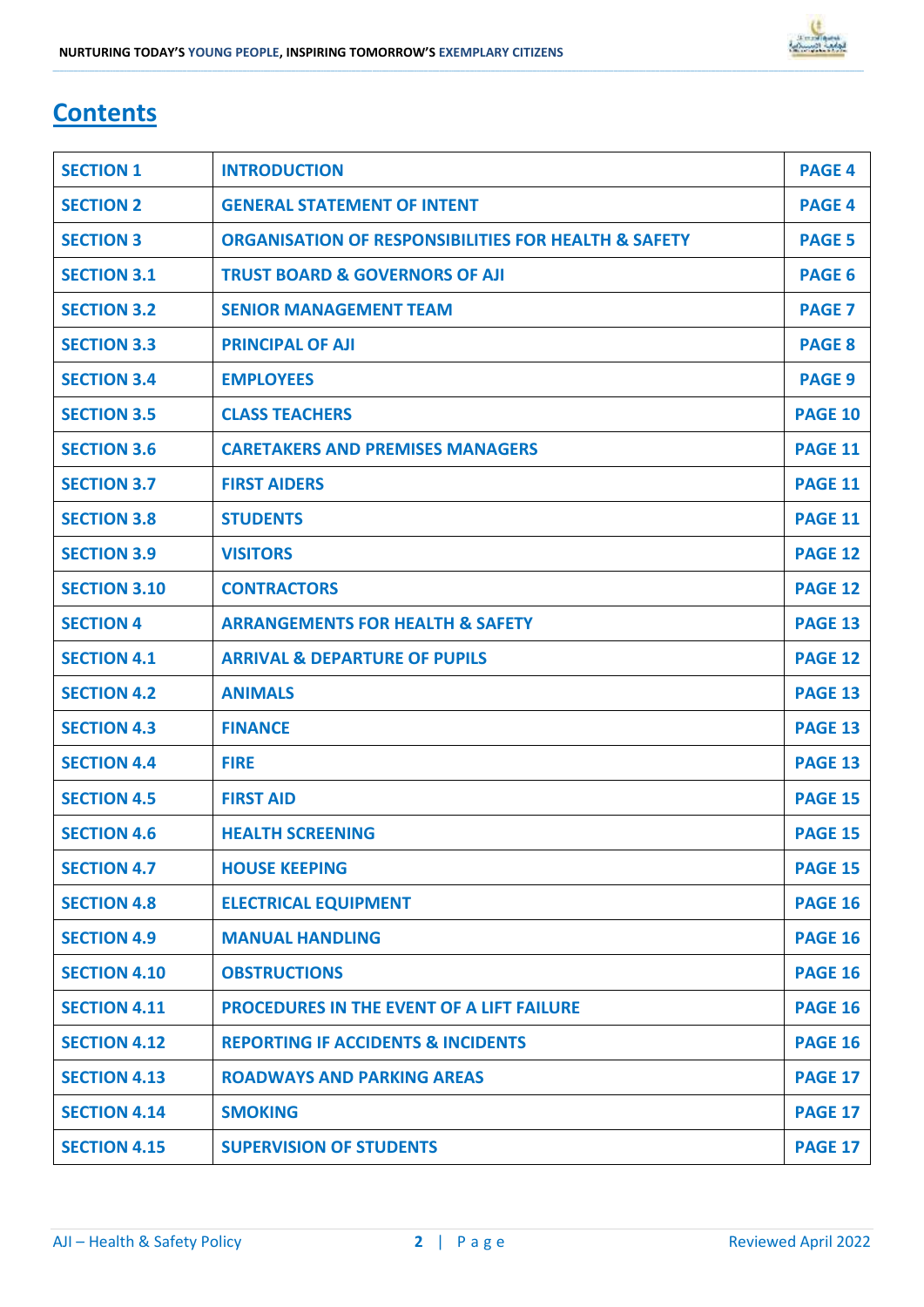# Contents

| SECTION 1 | INTRODUCTION | PAGE 4 |
|---|---|---|
| SECTION 2 | GENERAL STATEMENT OF INTENT | PAGE 4 |
| SECTION 3 | ORGANISATION OF RESPONSIBILITIES FOR HEALTH & SAFETY | PAGE 5 |
| SECTION 3.1 | TRUST BOARD & GOVERNORS OF AJI | PAGE 6 |
| SECTION 3.2 | SENIOR MANAGEMENT TEAM | PAGE 7 |
| SECTION 3.3 | PRINCIPAL OF AJI | PAGE 8 |
| SECTION 3.4 | EMPLOYEES | PAGE 9 |
| SECTION 3.5 | CLASS TEACHERS | PAGE 10 |
| SECTION 3.6 | CARETAKERS AND PREMISES MANAGERS | PAGE 11 |
| SECTION 3.7 | FIRST AIDERS | PAGE 11 |
| SECTION 3.8 | STUDENTS | PAGE 11 |
| SECTION 3.9 | VISITORS | PAGE 12 |
| SECTION 3.10 | CONTRACTORS | PAGE 12 |
| SECTION 4 | ARRANGEMENTS FOR HEALTH & SAFETY | PAGE 13 |
| SECTION 4.1 | ARRIVAL & DEPARTURE OF PUPILS | PAGE 12 |
| SECTION 4.2 | ANIMALS | PAGE 13 |
| SECTION 4.3 | FINANCE | PAGE 13 |
| SECTION 4.4 | FIRE | PAGE 13 |
| SECTION 4.5 | FIRST AID | PAGE 15 |
| SECTION 4.6 | HEALTH SCREENING | PAGE 15 |
| SECTION 4.7 | HOUSE KEEPING | PAGE 15 |
| SECTION 4.8 | ELECTRICAL EQUIPMENT | PAGE 16 |
| SECTION 4.9 | MANUAL HANDLING | PAGE 16 |
| SECTION 4.10 | OBSTRUCTIONS | PAGE 16 |
| SECTION 4.11 | PROCEDURES IN THE EVENT OF A LIFT FAILURE | PAGE 16 |
| SECTION 4.12 | REPORTING IF ACCIDENTS & INCIDENTS | PAGE 16 |
| SECTION 4.13 | ROADWAYS AND PARKING AREAS | PAGE 17 |
| SECTION 4.14 | SMOKING | PAGE 17 |
| SECTION 4.15 | SUPERVISION OF STUDENTS | PAGE 17 |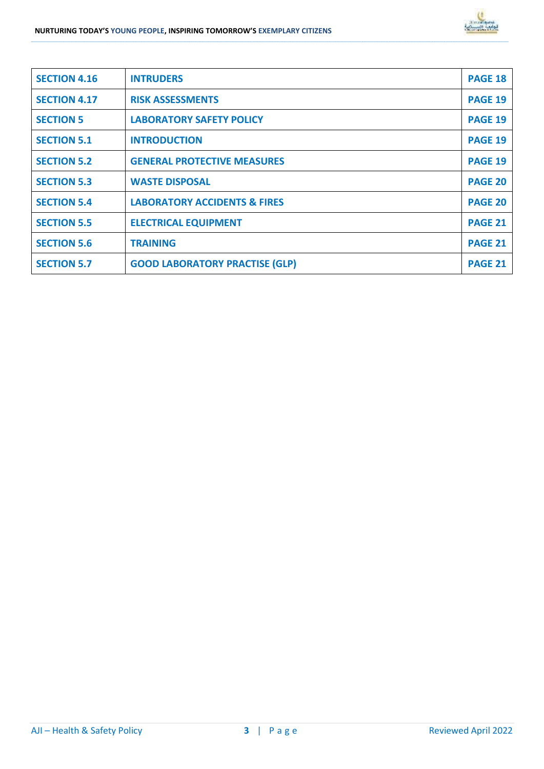| SECTION 4.16 | INTRUDERS | PAGE 18 |
|---|---|---|
| SECTION 4.17 | RISK ASSESSMENTS | PAGE 19 |
| SECTION 5 | LABORATORY SAFETY POLICY | PAGE 19 |
| SECTION 5.1 | INTRODUCTION | PAGE 19 |
| SECTION 5.2 | GENERAL PROTECTIVE MEASURES | PAGE 19 |
| SECTION 5.3 | WASTE DISPOSAL | PAGE 20 |
| SECTION 5.4 | LABORATORY ACCIDENTS & FIRES | PAGE 20 |
| SECTION 5.5 | ELECTRICAL EQUIPMENT | PAGE 21 |
| SECTION 5.6 | TRAINING | PAGE 21 |
| SECTION 5.7 | GOOD LABORATORY PRACTISE (GLP) | PAGE 21 |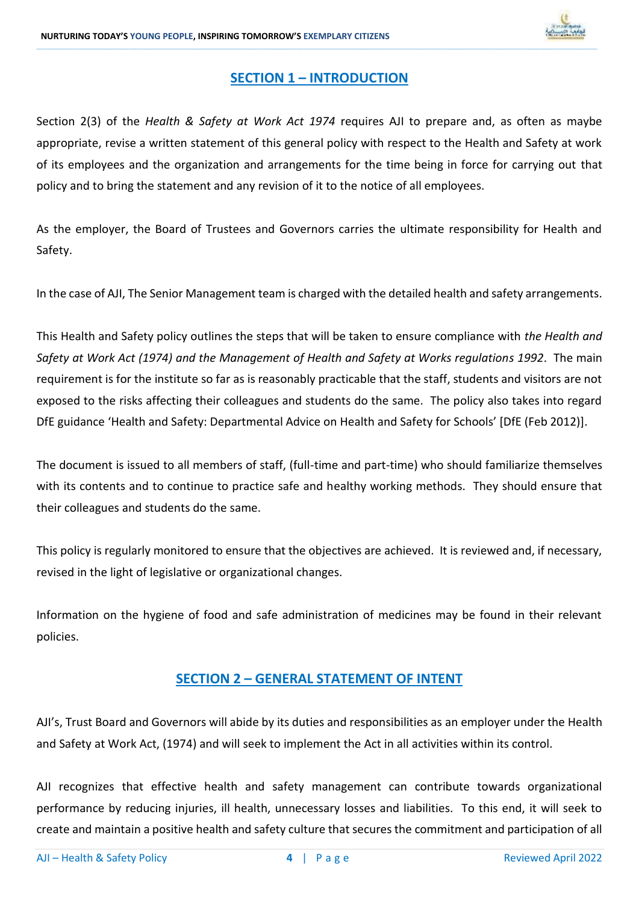## SECTION 1 – INTRODUCTION

Section 2(3) of the *Health & Safety at Work Act 1974* requires AJI to prepare and, as often as maybe appropriate, revise a written statement of this general policy with respect to the Health and Safety at work of its employees and the organization and arrangements for the time being in force for carrying out that policy and to bring the statement and any revision of it to the notice of all employees.

As the employer, the Board of Trustees and Governors carries the ultimate responsibility for Health and Safety.

In the case of AJI, The Senior Management team is charged with the detailed health and safety arrangements.

This Health and Safety policy outlines the steps that will be taken to ensure compliance with *the Health and Safety at Work Act (1974) and the Management of Health and Safety at Works regulations 1992*. The main requirement is for the institute so far as is reasonably practicable that the staff, students and visitors are not exposed to the risks affecting their colleagues and students do the same. The policy also takes into regard DfE guidance 'Health and Safety: Departmental Advice on Health and Safety for Schools' [DfE (Feb 2012)].

The document is issued to all members of staff, (full-time and part-time) who should familiarize themselves with its contents and to continue to practice safe and healthy working methods. They should ensure that their colleagues and students do the same.

This policy is regularly monitored to ensure that the objectives are achieved. It is reviewed and, if necessary, revised in the light of legislative or organizational changes.

Information on the hygiene of food and safe administration of medicines may be found in their relevant policies.

## SECTION 2 – GENERAL STATEMENT OF INTENT

AJI's, Trust Board and Governors will abide by its duties and responsibilities as an employer under the Health and Safety at Work Act, (1974) and will seek to implement the Act in all activities within its control.

AJI recognizes that effective health and safety management can contribute towards organizational performance by reducing injuries, ill health, unnecessary losses and liabilities. To this end, it will seek to create and maintain a positive health and safety culture that secures the commitment and participation of all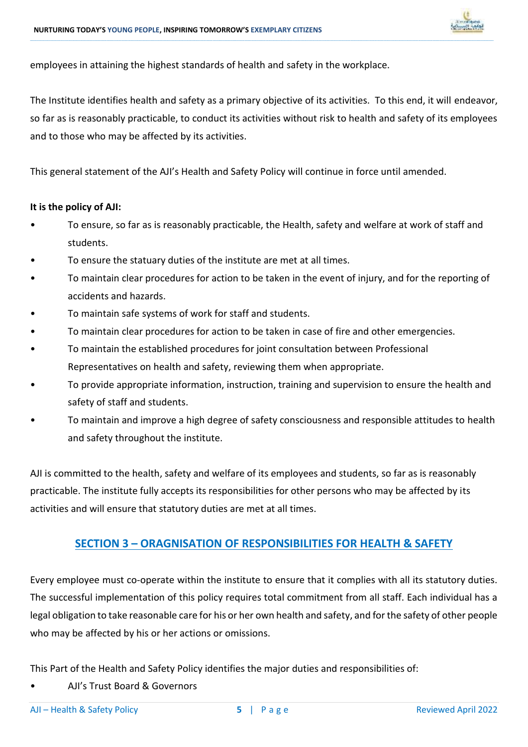employees in attaining the highest standards of health and safety in the workplace.

The Institute identifies health and safety as a primary objective of its activities. To this end, it will endeavor, so far as is reasonably practicable, to conduct its activities without risk to health and safety of its employees and to those who may be affected by its activities.

This general statement of the AJI's Health and Safety Policy will continue in force until amended.

**It is the policy of AJI:**

- To ensure, so far as is reasonably practicable, the Health, safety and welfare at work of staff and students.
- To ensure the statuary duties of the institute are met at all times.
- To maintain clear procedures for action to be taken in the event of injury, and for the reporting of accidents and hazards.
- To maintain safe systems of work for staff and students.
- To maintain clear procedures for action to be taken in case of fire and other emergencies.
- To maintain the established procedures for joint consultation between Professional Representatives on health and safety, reviewing them when appropriate.
- To provide appropriate information, instruction, training and supervision to ensure the health and safety of staff and students.
- To maintain and improve a high degree of safety consciousness and responsible attitudes to health and safety throughout the institute.

AJI is committed to the health, safety and welfare of its employees and students, so far as is reasonably practicable. The institute fully accepts its responsibilities for other persons who may be affected by its activities and will ensure that statutory duties are met at all times.

## SECTION 3 – ORAGNISATION OF RESPONSIBILITIES FOR HEALTH & SAFETY

Every employee must co-operate within the institute to ensure that it complies with all its statutory duties. The successful implementation of this policy requires total commitment from all staff. Each individual has a legal obligation to take reasonable care for his or her own health and safety, and for the safety of other people who may be affected by his or her actions or omissions.

This Part of the Health and Safety Policy identifies the major duties and responsibilities of:

- AJI's Trust Board & Governors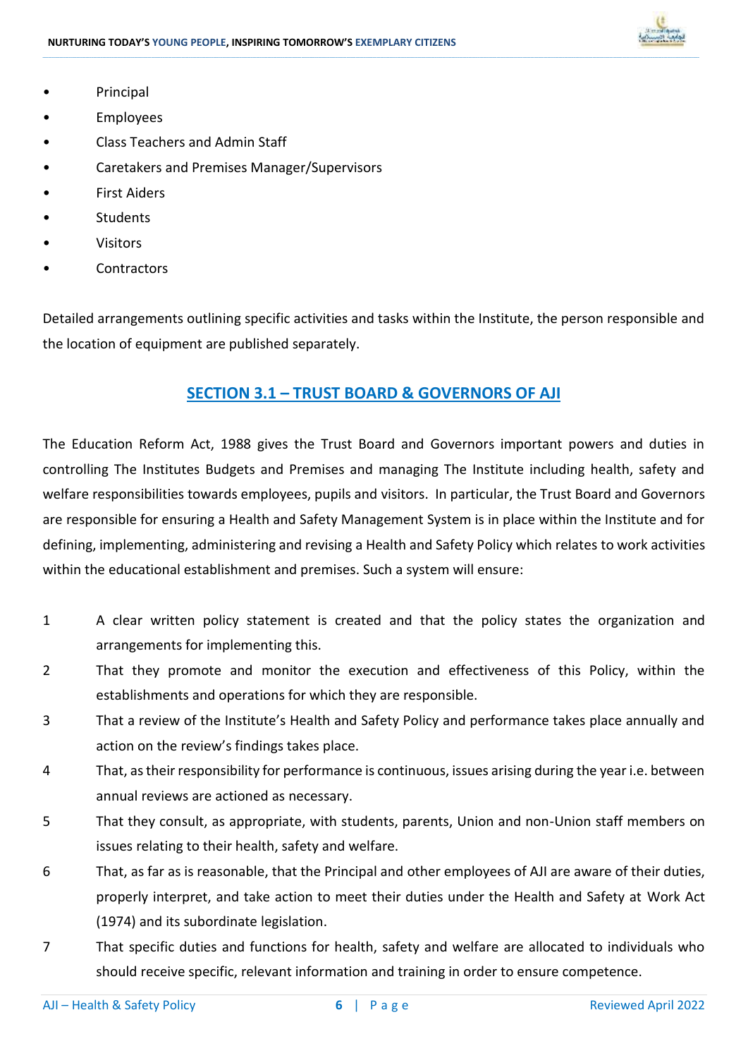- Principal
- Employees
- Class Teachers and Admin Staff
- Caretakers and Premises Manager/Supervisors
- First Aiders
- Students
- Visitors
- Contractors

Detailed arrangements outlining specific activities and tasks within the Institute, the person responsible and the location of equipment are published separately.

## SECTION 3.1 – TRUST BOARD & GOVERNORS OF AJI

The Education Reform Act, 1988 gives the Trust Board and Governors important powers and duties in controlling The Institutes Budgets and Premises and managing The Institute including health, safety and welfare responsibilities towards employees, pupils and visitors. In particular, the Trust Board and Governors are responsible for ensuring a Health and Safety Management System is in place within the Institute and for defining, implementing, administering and revising a Health and Safety Policy which relates to work activities within the educational establishment and premises. Such a system will ensure:

1. A clear written policy statement is created and that the policy states the organization and arrangements for implementing this.
2. That they promote and monitor the execution and effectiveness of this Policy, within the establishments and operations for which they are responsible.
3. That a review of the Institute's Health and Safety Policy and performance takes place annually and action on the review's findings takes place.
4. That, as their responsibility for performance is continuous, issues arising during the year i.e. between annual reviews are actioned as necessary.
5. That they consult, as appropriate, with students, parents, Union and non-Union staff members on issues relating to their health, safety and welfare.
6. That, as far as is reasonable, that the Principal and other employees of AJI are aware of their duties, properly interpret, and take action to meet their duties under the Health and Safety at Work Act (1974) and its subordinate legislation.
7. That specific duties and functions for health, safety and welfare are allocated to individuals who should receive specific, relevant information and training in order to ensure competence.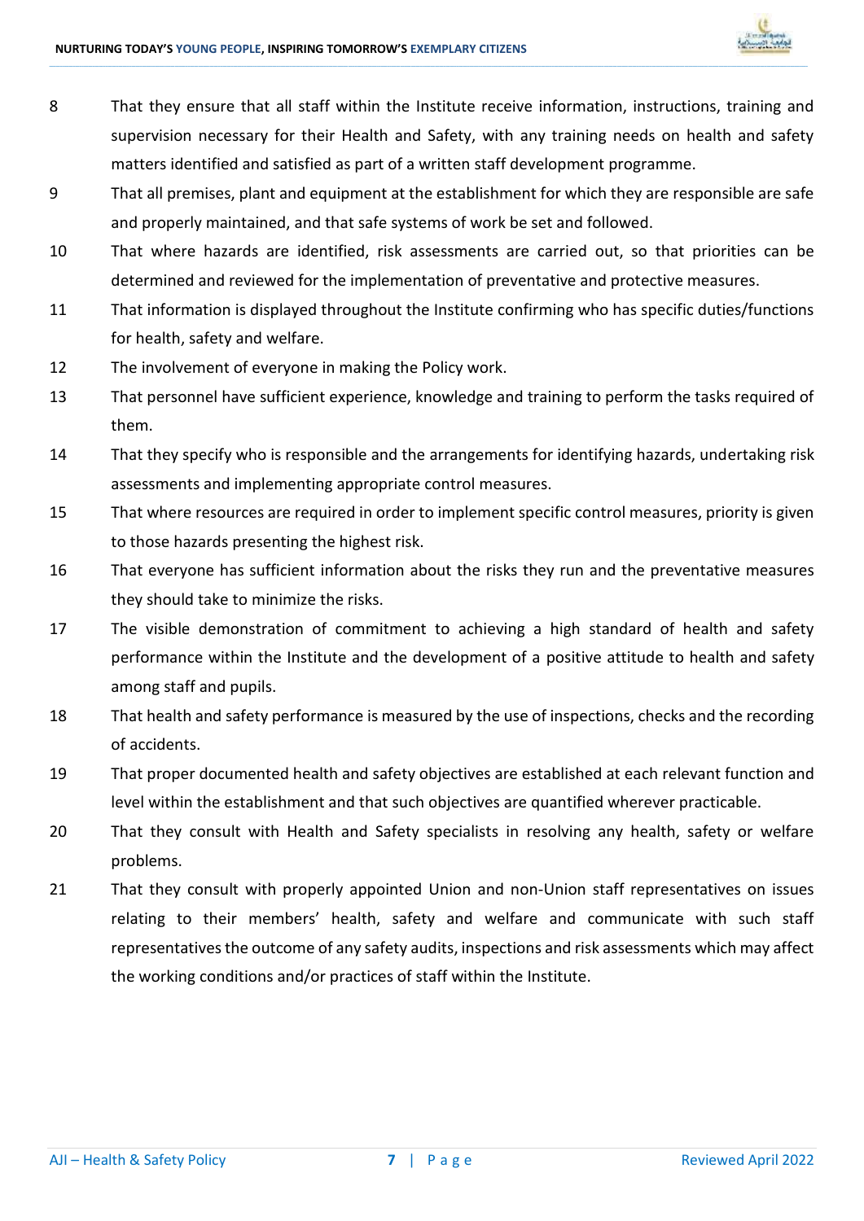8 That they ensure that all staff within the Institute receive information, instructions, training and supervision necessary for their Health and Safety, with any training needs on health and safety matters identified and satisfied as part of a written staff development programme.

9 That all premises, plant and equipment at the establishment for which they are responsible are safe and properly maintained, and that safe systems of work be set and followed.

10 That where hazards are identified, risk assessments are carried out, so that priorities can be determined and reviewed for the implementation of preventative and protective measures.

11 That information is displayed throughout the Institute confirming who has specific duties/functions for health, safety and welfare.

12 The involvement of everyone in making the Policy work.

13 That personnel have sufficient experience, knowledge and training to perform the tasks required of them.

14 That they specify who is responsible and the arrangements for identifying hazards, undertaking risk assessments and implementing appropriate control measures.

15 That where resources are required in order to implement specific control measures, priority is given to those hazards presenting the highest risk.

16 That everyone has sufficient information about the risks they run and the preventative measures they should take to minimize the risks.

17 The visible demonstration of commitment to achieving a high standard of health and safety performance within the Institute and the development of a positive attitude to health and safety among staff and pupils.

18 That health and safety performance is measured by the use of inspections, checks and the recording of accidents.

19 That proper documented health and safety objectives are established at each relevant function and level within the establishment and that such objectives are quantified wherever practicable.

20 That they consult with Health and Safety specialists in resolving any health, safety or welfare problems.

21 That they consult with properly appointed Union and non-Union staff representatives on issues relating to their members' health, safety and welfare and communicate with such staff representatives the outcome of any safety audits, inspections and risk assessments which may affect the working conditions and/or practices of staff within the Institute.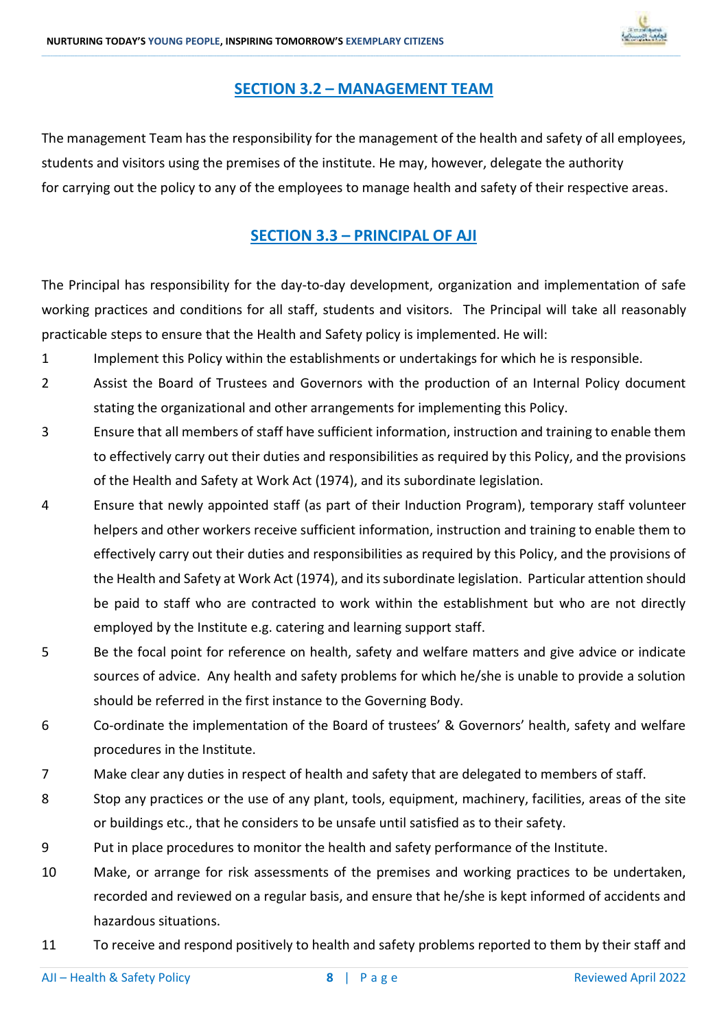## SECTION 3.2 – MANAGEMENT TEAM

The management Team has the responsibility for the management of the health and safety of all employees, students and visitors using the premises of the institute. He may, however, delegate the authority for carrying out the policy to any of the employees to manage health and safety of their respective areas.

## SECTION 3.3 – PRINCIPAL OF AJI

The Principal has responsibility for the day-to-day development, organization and implementation of safe working practices and conditions for all staff, students and visitors. The Principal will take all reasonably practicable steps to ensure that the Health and Safety policy is implemented. He will:

1. Implement this Policy within the establishments or undertakings for which he is responsible.
2. Assist the Board of Trustees and Governors with the production of an Internal Policy document stating the organizational and other arrangements for implementing this Policy.
3. Ensure that all members of staff have sufficient information, instruction and training to enable them to effectively carry out their duties and responsibilities as required by this Policy, and the provisions of the Health and Safety at Work Act (1974), and its subordinate legislation.
4. Ensure that newly appointed staff (as part of their Induction Program), temporary staff volunteer helpers and other workers receive sufficient information, instruction and training to enable them to effectively carry out their duties and responsibilities as required by this Policy, and the provisions of the Health and Safety at Work Act (1974), and its subordinate legislation. Particular attention should be paid to staff who are contracted to work within the establishment but who are not directly employed by the Institute e.g. catering and learning support staff.
5. Be the focal point for reference on health, safety and welfare matters and give advice or indicate sources of advice. Any health and safety problems for which he/she is unable to provide a solution should be referred in the first instance to the Governing Body.
6. Co-ordinate the implementation of the Board of trustees' & Governors' health, safety and welfare procedures in the Institute.
7. Make clear any duties in respect of health and safety that are delegated to members of staff.
8. Stop any practices or the use of any plant, tools, equipment, machinery, facilities, areas of the site or buildings etc., that he considers to be unsafe until satisfied as to their safety.
9. Put in place procedures to monitor the health and safety performance of the Institute.
10. Make, or arrange for risk assessments of the premises and working practices to be undertaken, recorded and reviewed on a regular basis, and ensure that he/she is kept informed of accidents and hazardous situations.
11. To receive and respond positively to health and safety problems reported to them by their staff and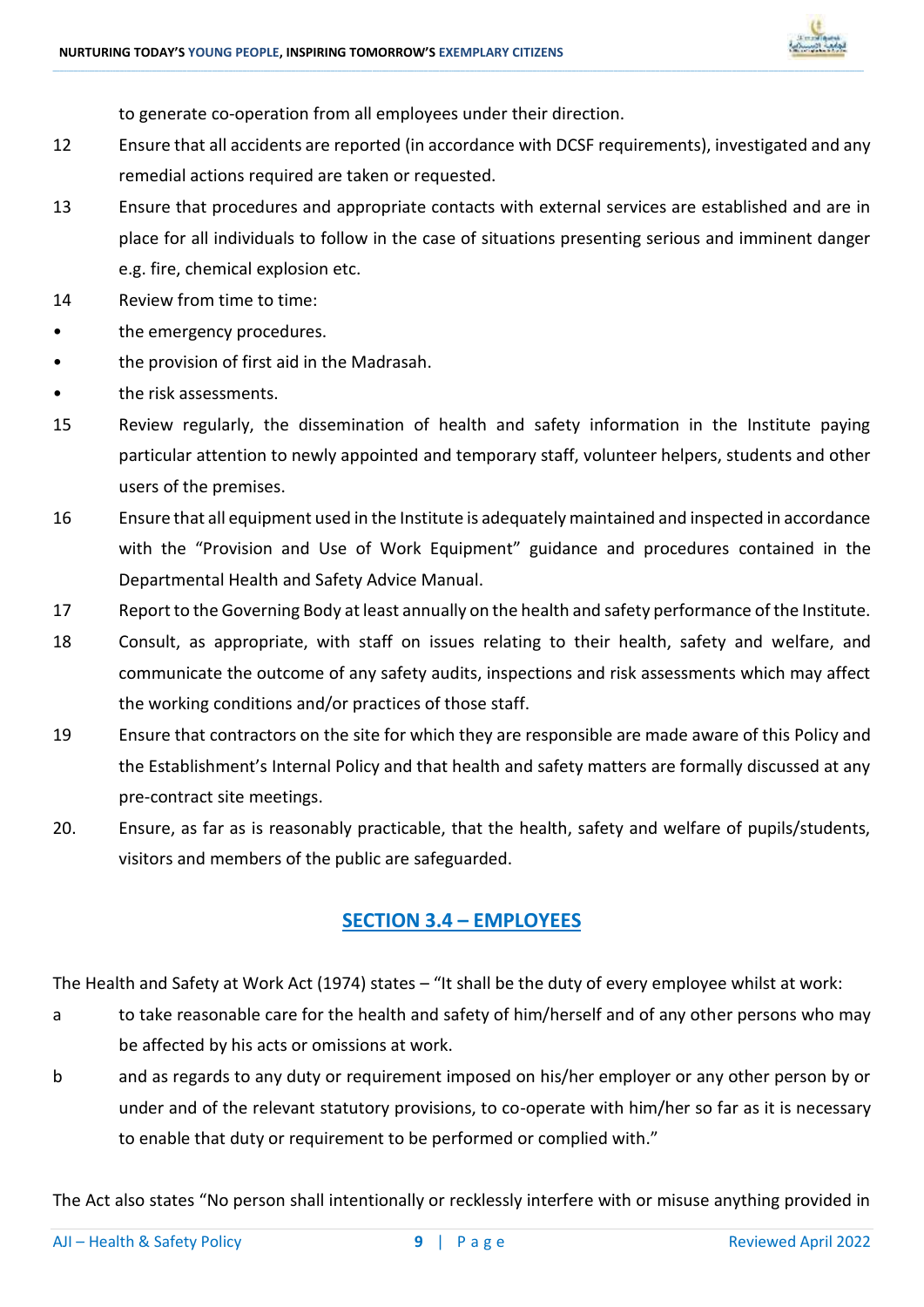to generate co-operation from all employees under their direction.

12 Ensure that all accidents are reported (in accordance with DCSF requirements), investigated and any remedial actions required are taken or requested.

13 Ensure that procedures and appropriate contacts with external services are established and are in place for all individuals to follow in the case of situations presenting serious and imminent danger e.g. fire, chemical explosion etc.

14 Review from time to time:

- the emergency procedures.
- the provision of first aid in the Madrasah.
- the risk assessments.

15 Review regularly, the dissemination of health and safety information in the Institute paying particular attention to newly appointed and temporary staff, volunteer helpers, students and other users of the premises.

16 Ensure that all equipment used in the Institute is adequately maintained and inspected in accordance with the "Provision and Use of Work Equipment" guidance and procedures contained in the Departmental Health and Safety Advice Manual.

17 Report to the Governing Body at least annually on the health and safety performance of the Institute.

18 Consult, as appropriate, with staff on issues relating to their health, safety and welfare, and communicate the outcome of any safety audits, inspections and risk assessments which may affect the working conditions and/or practices of those staff.

19 Ensure that contractors on the site for which they are responsible are made aware of this Policy and the Establishment's Internal Policy and that health and safety matters are formally discussed at any pre-contract site meetings.

20. Ensure, as far as is reasonably practicable, that the health, safety and welfare of pupils/students, visitors and members of the public are safeguarded.

## SECTION 3.4 – EMPLOYEES

The Health and Safety at Work Act (1974) states – "It shall be the duty of every employee whilst at work:

a to take reasonable care for the health and safety of him/herself and of any other persons who may be affected by his acts or omissions at work.

b and as regards to any duty or requirement imposed on his/her employer or any other person by or under and of the relevant statutory provisions, to co-operate with him/her so far as it is necessary to enable that duty or requirement to be performed or complied with."

The Act also states "No person shall intentionally or recklessly interfere with or misuse anything provided in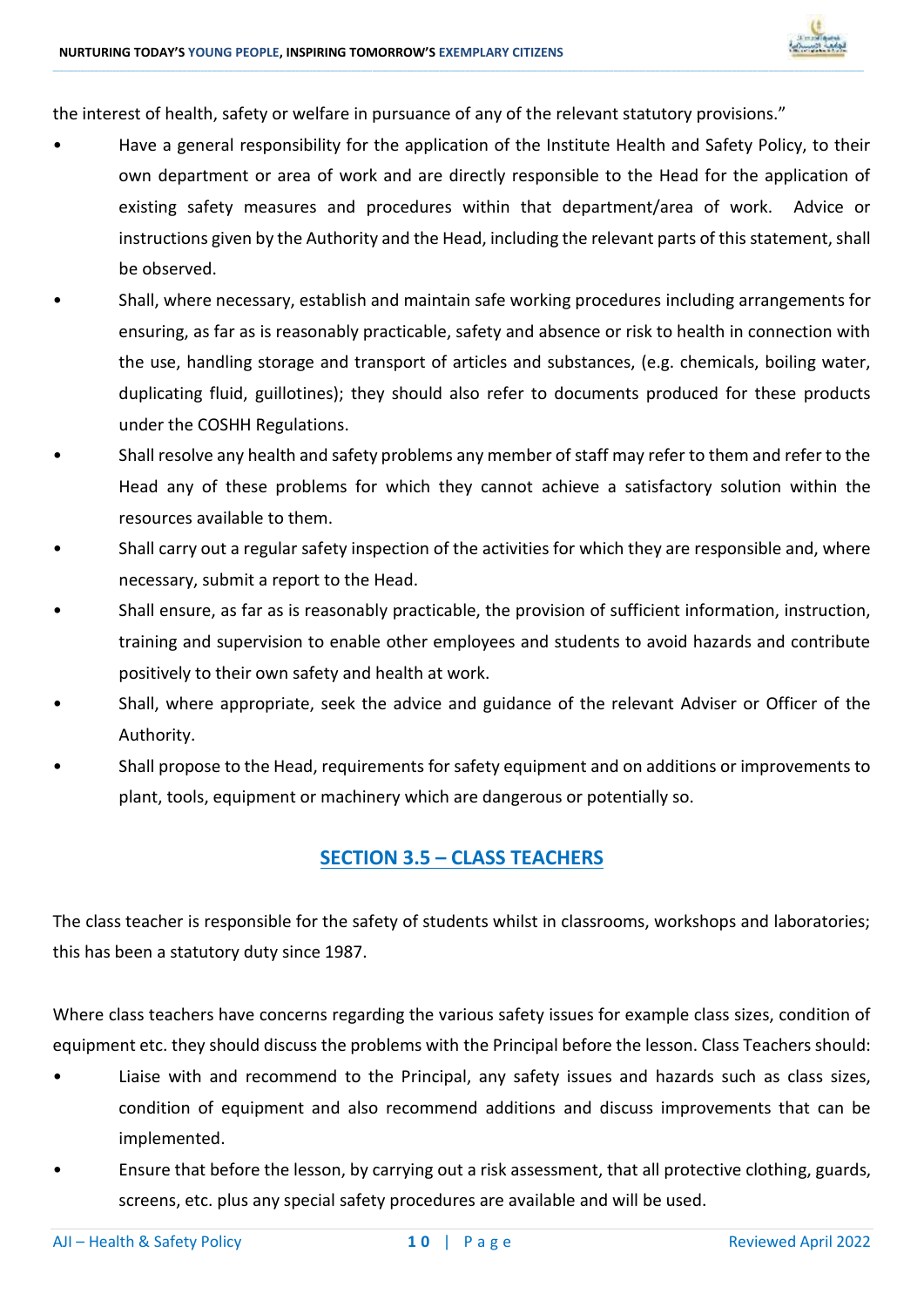the interest of health, safety or welfare in pursuance of any of the relevant statutory provisions."

- Have a general responsibility for the application of the Institute Health and Safety Policy, to their own department or area of work and are directly responsible to the Head for the application of existing safety measures and procedures within that department/area of work. Advice or instructions given by the Authority and the Head, including the relevant parts of this statement, shall be observed.
- Shall, where necessary, establish and maintain safe working procedures including arrangements for ensuring, as far as is reasonably practicable, safety and absence or risk to health in connection with the use, handling storage and transport of articles and substances, (e.g. chemicals, boiling water, duplicating fluid, guillotines); they should also refer to documents produced for these products under the COSHH Regulations.
- Shall resolve any health and safety problems any member of staff may refer to them and refer to the Head any of these problems for which they cannot achieve a satisfactory solution within the resources available to them.
- Shall carry out a regular safety inspection of the activities for which they are responsible and, where necessary, submit a report to the Head.
- Shall ensure, as far as is reasonably practicable, the provision of sufficient information, instruction, training and supervision to enable other employees and students to avoid hazards and contribute positively to their own safety and health at work.
- Shall, where appropriate, seek the advice and guidance of the relevant Adviser or Officer of the Authority.
- Shall propose to the Head, requirements for safety equipment and on additions or improvements to plant, tools, equipment or machinery which are dangerous or potentially so.

## SECTION 3.5 – CLASS TEACHERS

The class teacher is responsible for the safety of students whilst in classrooms, workshops and laboratories; this has been a statutory duty since 1987.

Where class teachers have concerns regarding the various safety issues for example class sizes, condition of equipment etc. they should discuss the problems with the Principal before the lesson. Class Teachers should:

- Liaise with and recommend to the Principal, any safety issues and hazards such as class sizes, condition of equipment and also recommend additions and discuss improvements that can be implemented.
- Ensure that before the lesson, by carrying out a risk assessment, that all protective clothing, guards, screens, etc. plus any special safety procedures are available and will be used.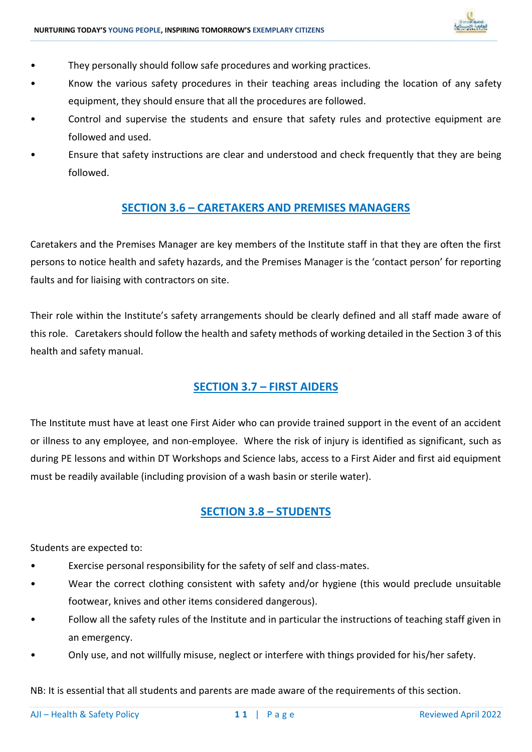- They personally should follow safe procedures and working practices.
- Know the various safety procedures in their teaching areas including the location of any safety equipment, they should ensure that all the procedures are followed.
- Control and supervise the students and ensure that safety rules and protective equipment are followed and used.
- Ensure that safety instructions are clear and understood and check frequently that they are being followed.

## SECTION 3.6 – CARETAKERS AND PREMISES MANAGERS

Caretakers and the Premises Manager are key members of the Institute staff in that they are often the first persons to notice health and safety hazards, and the Premises Manager is the 'contact person' for reporting faults and for liaising with contractors on site.

Their role within the Institute's safety arrangements should be clearly defined and all staff made aware of this role. Caretakers should follow the health and safety methods of working detailed in the Section 3 of this health and safety manual.

## SECTION 3.7 – FIRST AIDERS

The Institute must have at least one First Aider who can provide trained support in the event of an accident or illness to any employee, and non-employee. Where the risk of injury is identified as significant, such as during PE lessons and within DT Workshops and Science labs, access to a First Aider and first aid equipment must be readily available (including provision of a wash basin or sterile water).

## SECTION 3.8 – STUDENTS

Students are expected to:

- Exercise personal responsibility for the safety of self and class-mates.
- Wear the correct clothing consistent with safety and/or hygiene (this would preclude unsuitable footwear, knives and other items considered dangerous).
- Follow all the safety rules of the Institute and in particular the instructions of teaching staff given in an emergency.
- Only use, and not willfully misuse, neglect or interfere with things provided for his/her safety.

NB: It is essential that all students and parents are made aware of the requirements of this section.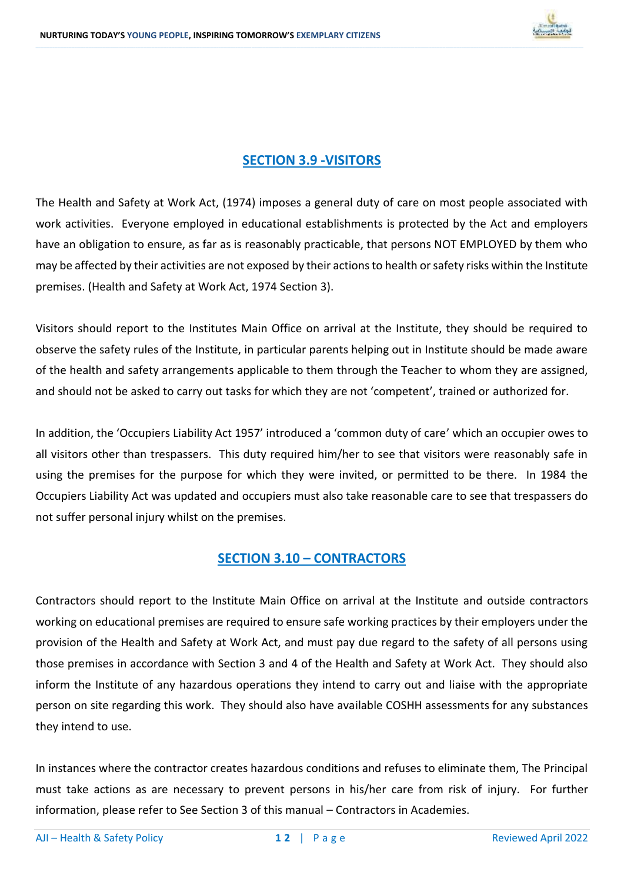## SECTION 3.9 -VISITORS

The Health and Safety at Work Act, (1974) imposes a general duty of care on most people associated with work activities. Everyone employed in educational establishments is protected by the Act and employers have an obligation to ensure, as far as is reasonably practicable, that persons NOT EMPLOYED by them who may be affected by their activities are not exposed by their actions to health or safety risks within the Institute premises. (Health and Safety at Work Act, 1974 Section 3).

Visitors should report to the Institutes Main Office on arrival at the Institute, they should be required to observe the safety rules of the Institute, in particular parents helping out in Institute should be made aware of the health and safety arrangements applicable to them through the Teacher to whom they are assigned, and should not be asked to carry out tasks for which they are not 'competent', trained or authorized for.

In addition, the 'Occupiers Liability Act 1957' introduced a 'common duty of care' which an occupier owes to all visitors other than trespassers. This duty required him/her to see that visitors were reasonably safe in using the premises for the purpose for which they were invited, or permitted to be there. In 1984 the Occupiers Liability Act was updated and occupiers must also take reasonable care to see that trespassers do not suffer personal injury whilst on the premises.

## SECTION 3.10 – CONTRACTORS

Contractors should report to the Institute Main Office on arrival at the Institute and outside contractors working on educational premises are required to ensure safe working practices by their employers under the provision of the Health and Safety at Work Act, and must pay due regard to the safety of all persons using those premises in accordance with Section 3 and 4 of the Health and Safety at Work Act. They should also inform the Institute of any hazardous operations they intend to carry out and liaise with the appropriate person on site regarding this work. They should also have available COSHH assessments for any substances they intend to use.

In instances where the contractor creates hazardous conditions and refuses to eliminate them, The Principal must take actions as are necessary to prevent persons in his/her care from risk of injury. For further information, please refer to See Section 3 of this manual – Contractors in Academies.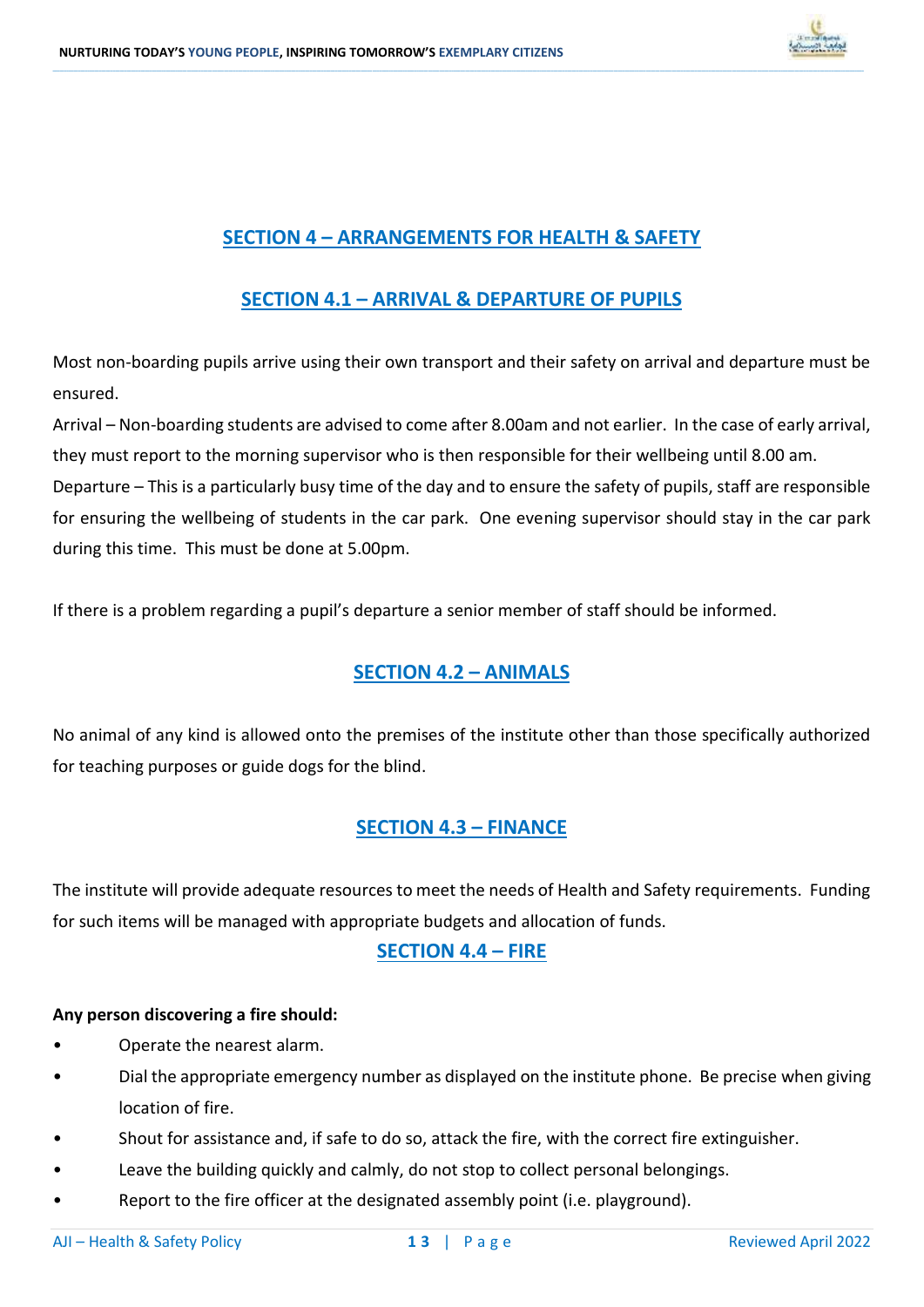## SECTION 4 – ARRANGEMENTS FOR HEALTH & SAFETY

### SECTION 4.1 – ARRIVAL & DEPARTURE OF PUPILS

Most non-boarding pupils arrive using their own transport and their safety on arrival and departure must be ensured.

Arrival – Non-boarding students are advised to come after 8.00am and not earlier. In the case of early arrival, they must report to the morning supervisor who is then responsible for their wellbeing until 8.00 am.

Departure – This is a particularly busy time of the day and to ensure the safety of pupils, staff are responsible for ensuring the wellbeing of students in the car park. One evening supervisor should stay in the car park during this time. This must be done at 5.00pm.

If there is a problem regarding a pupil's departure a senior member of staff should be informed.

### SECTION 4.2 – ANIMALS

No animal of any kind is allowed onto the premises of the institute other than those specifically authorized for teaching purposes or guide dogs for the blind.

### SECTION 4.3 – FINANCE

The institute will provide adequate resources to meet the needs of Health and Safety requirements. Funding for such items will be managed with appropriate budgets and allocation of funds.

### SECTION 4.4 – FIRE

**Any person discovering a fire should:**

- Operate the nearest alarm.
- Dial the appropriate emergency number as displayed on the institute phone. Be precise when giving location of fire.
- Shout for assistance and, if safe to do so, attack the fire, with the correct fire extinguisher.
- Leave the building quickly and calmly, do not stop to collect personal belongings.
- Report to the fire officer at the designated assembly point (i.e. playground).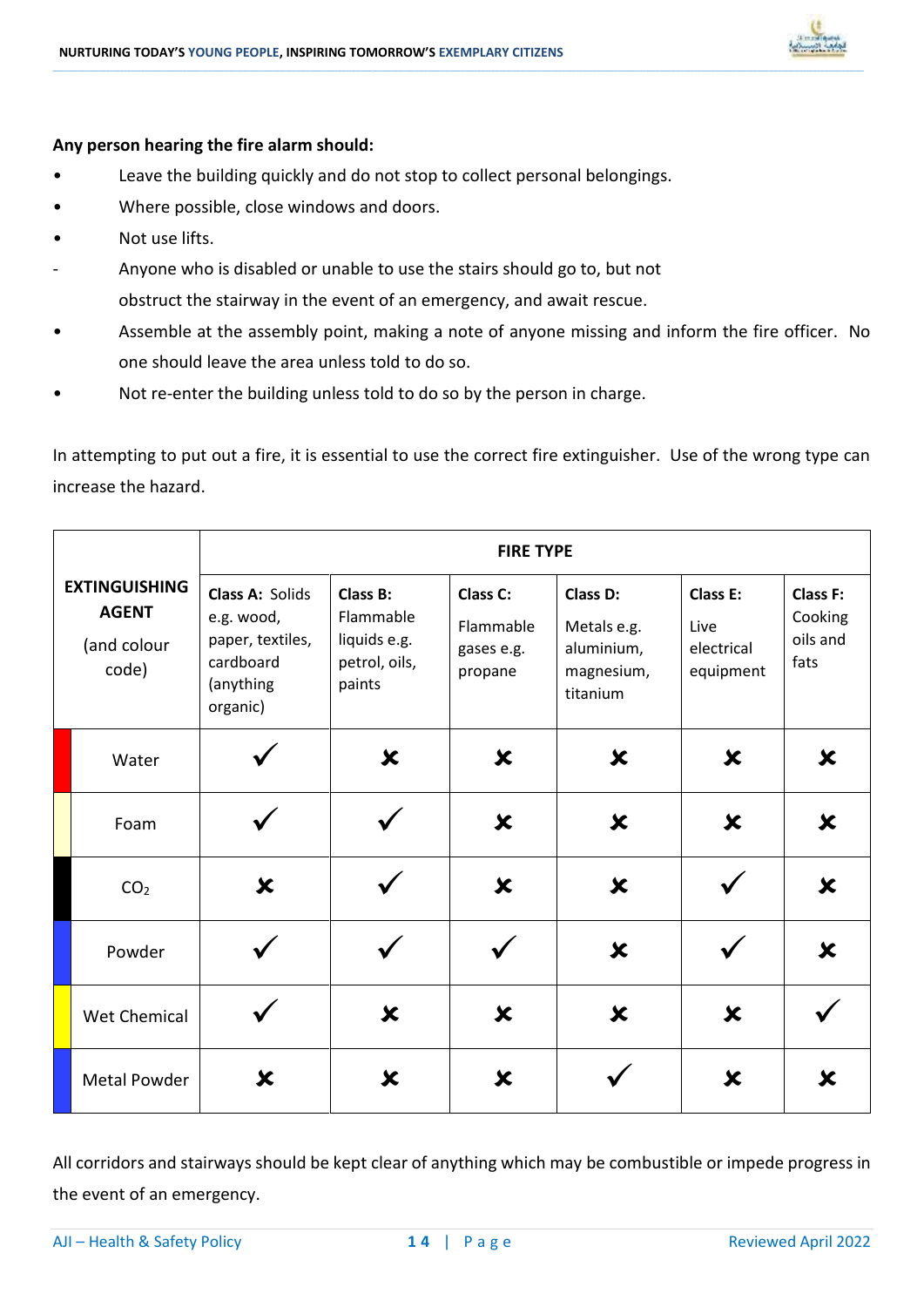**Any person hearing the fire alarm should:**

- Leave the building quickly and do not stop to collect personal belongings.
- Where possible, close windows and doors.
- Not use lifts.
- Anyone who is disabled or unable to use the stairs should go to, but not obstruct the stairway in the event of an emergency, and await rescue.
- Assemble at the assembly point, making a note of anyone missing and inform the fire officer. No one should leave the area unless told to do so.
- Not re-enter the building unless told to do so by the person in charge.

In attempting to put out a fire, it is essential to use the correct fire extinguisher. Use of the wrong type can increase the hazard.

| EXTINGUISHING AGENT (and colour code) | FIRE TYPE | | | | | |
|---|---|---|---|---|---|---|
| | **Class A:** Solids e.g. wood, paper, textiles, cardboard (anything organic) | **Class B:** Flammable liquids e.g. petrol, oils, paints | **Class C:** Flammable gases e.g. propane | **Class D:** Metals e.g. aluminium, magnesium, titanium | **Class E:** Live electrical equipment | **Class F:** Cooking oils and fats |
| Water (red) | ✓ | ✗ | ✗ | ✗ | ✗ | ✗ |
| Foam (cream) | ✓ | ✓ | ✗ | ✗ | ✗ | ✗ |
| $CO_2$ (black) | ✗ | ✓ | ✗ | ✗ | ✓ | ✗ |
| Powder (blue) | ✓ | ✓ | ✓ | ✗ | ✓ | ✗ |
| Wet Chemical (yellow) | ✓ | ✗ | ✗ | ✗ | ✗ | ✓ |
| Metal Powder (blue) | ✗ | ✗ | ✗ | ✓ | ✗ | ✗ |

All corridors and stairways should be kept clear of anything which may be combustible or impede progress in the event of an emergency.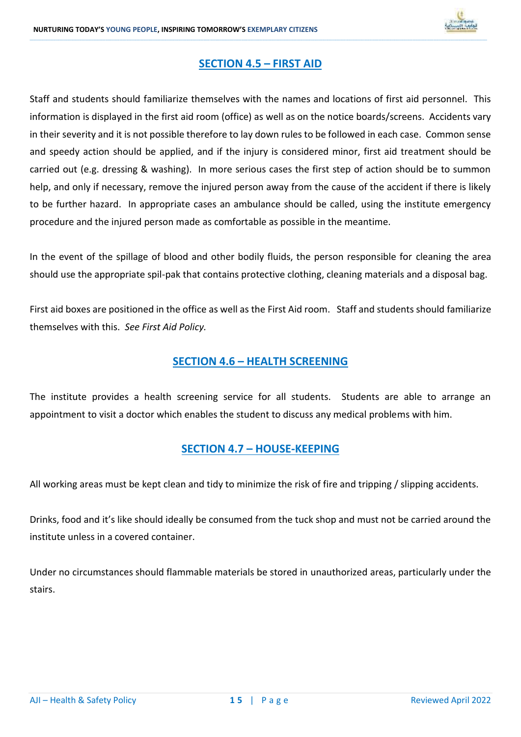## SECTION 4.5 – FIRST AID

Staff and students should familiarize themselves with the names and locations of first aid personnel. This information is displayed in the first aid room (office) as well as on the notice boards/screens. Accidents vary in their severity and it is not possible therefore to lay down rules to be followed in each case. Common sense and speedy action should be applied, and if the injury is considered minor, first aid treatment should be carried out (e.g. dressing & washing). In more serious cases the first step of action should be to summon help, and only if necessary, remove the injured person away from the cause of the accident if there is likely to be further hazard. In appropriate cases an ambulance should be called, using the institute emergency procedure and the injured person made as comfortable as possible in the meantime.

In the event of the spillage of blood and other bodily fluids, the person responsible for cleaning the area should use the appropriate spil-pak that contains protective clothing, cleaning materials and a disposal bag.

First aid boxes are positioned in the office as well as the First Aid room. Staff and students should familiarize themselves with this. *See First Aid Policy.*

## SECTION 4.6 – HEALTH SCREENING

The institute provides a health screening service for all students. Students are able to arrange an appointment to visit a doctor which enables the student to discuss any medical problems with him.

## SECTION 4.7 – HOUSE-KEEPING

All working areas must be kept clean and tidy to minimize the risk of fire and tripping / slipping accidents.

Drinks, food and it's like should ideally be consumed from the tuck shop and must not be carried around the institute unless in a covered container.

Under no circumstances should flammable materials be stored in unauthorized areas, particularly under the stairs.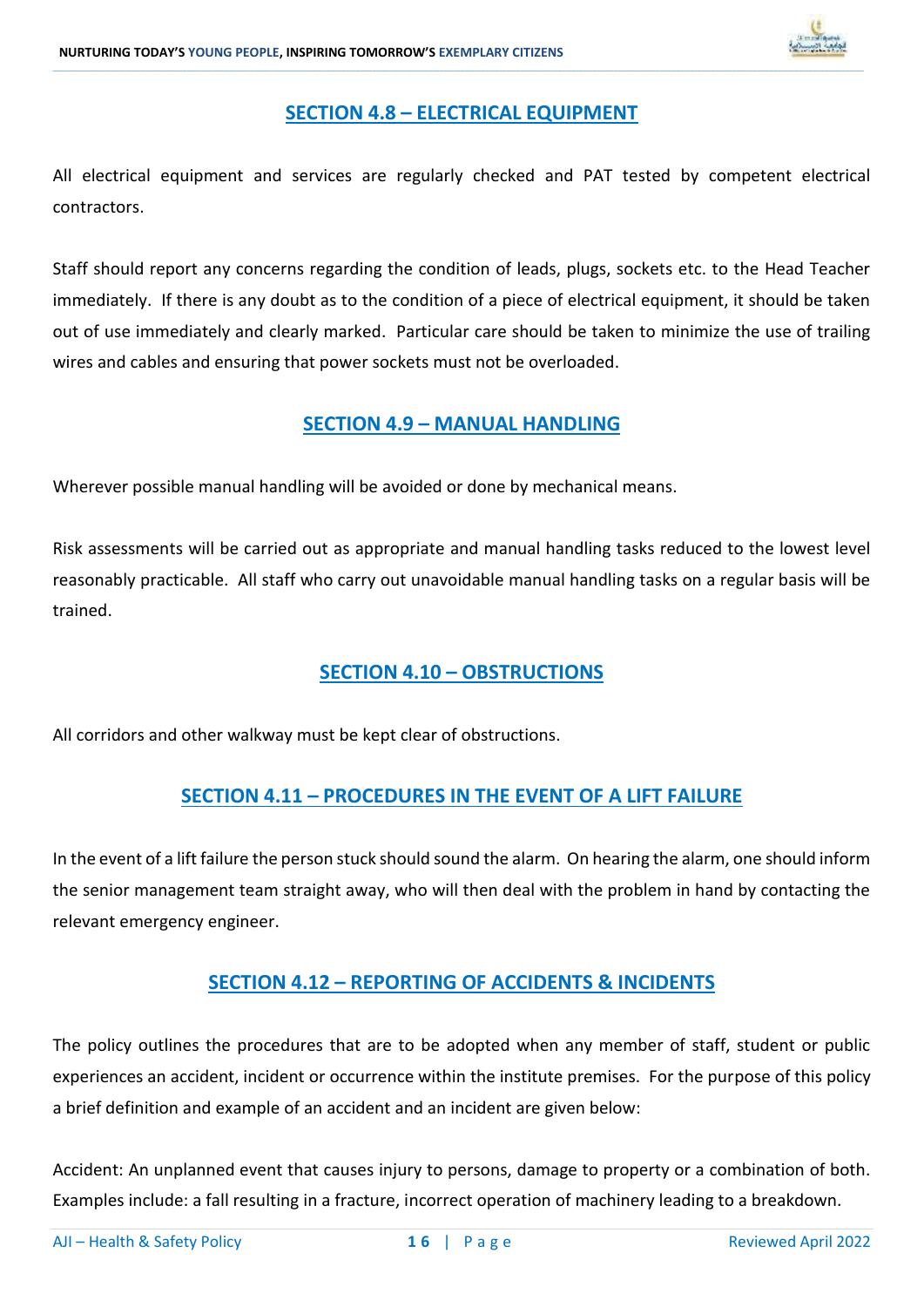## SECTION 4.8 – ELECTRICAL EQUIPMENT

All electrical equipment and services are regularly checked and PAT tested by competent electrical contractors.

Staff should report any concerns regarding the condition of leads, plugs, sockets etc. to the Head Teacher immediately. If there is any doubt as to the condition of a piece of electrical equipment, it should be taken out of use immediately and clearly marked. Particular care should be taken to minimize the use of trailing wires and cables and ensuring that power sockets must not be overloaded.

## SECTION 4.9 – MANUAL HANDLING

Wherever possible manual handling will be avoided or done by mechanical means.

Risk assessments will be carried out as appropriate and manual handling tasks reduced to the lowest level reasonably practicable. All staff who carry out unavoidable manual handling tasks on a regular basis will be trained.

## SECTION 4.10 – OBSTRUCTIONS

All corridors and other walkway must be kept clear of obstructions.

## SECTION 4.11 – PROCEDURES IN THE EVENT OF A LIFT FAILURE

In the event of a lift failure the person stuck should sound the alarm. On hearing the alarm, one should inform the senior management team straight away, who will then deal with the problem in hand by contacting the relevant emergency engineer.

## SECTION 4.12 – REPORTING OF ACCIDENTS & INCIDENTS

The policy outlines the procedures that are to be adopted when any member of staff, student or public experiences an accident, incident or occurrence within the institute premises. For the purpose of this policy a brief definition and example of an accident and an incident are given below:

Accident: An unplanned event that causes injury to persons, damage to property or a combination of both. Examples include: a fall resulting in a fracture, incorrect operation of machinery leading to a breakdown.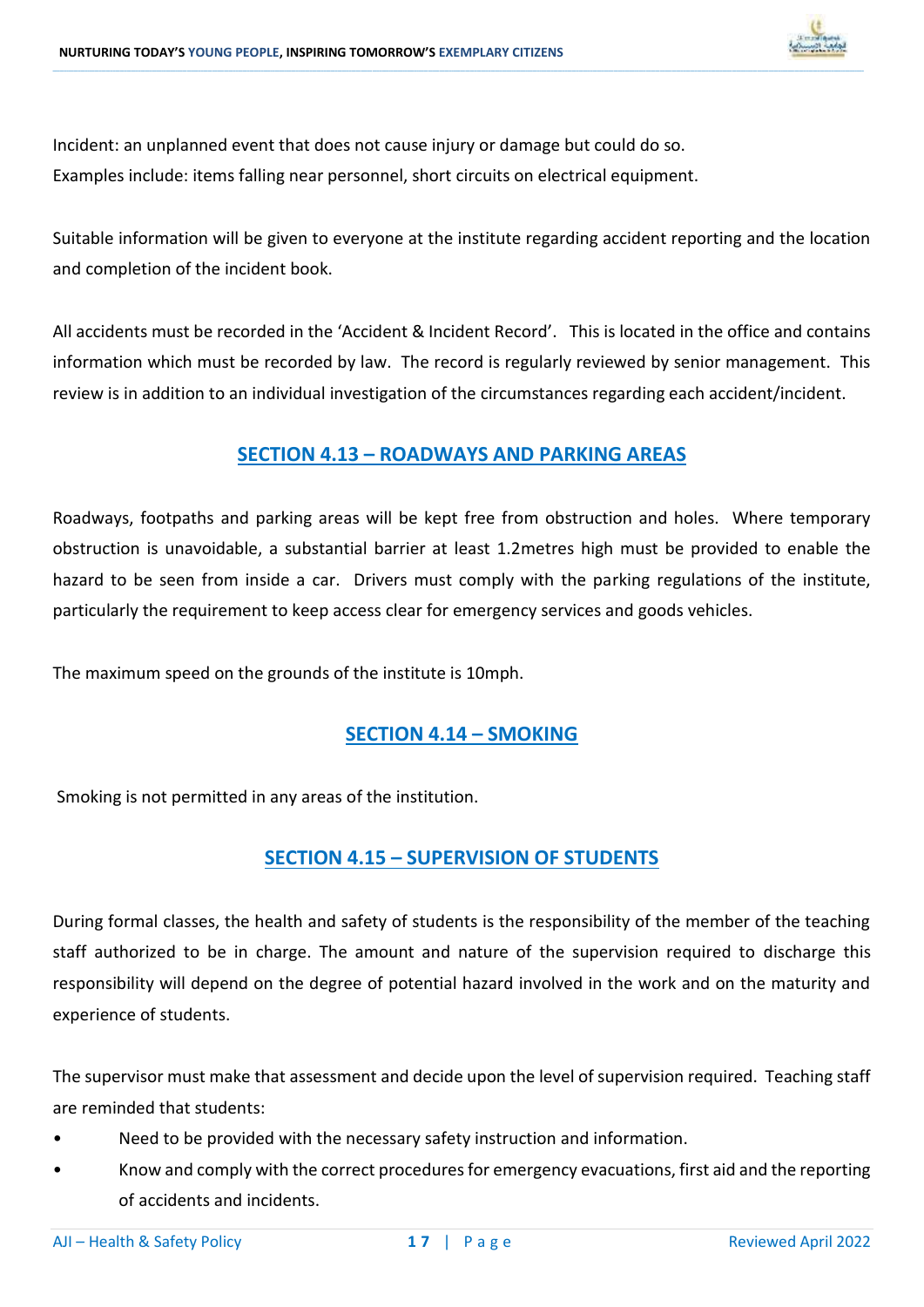Incident: an unplanned event that does not cause injury or damage but could do so.
Examples include: items falling near personnel, short circuits on electrical equipment.

Suitable information will be given to everyone at the institute regarding accident reporting and the location and completion of the incident book.

All accidents must be recorded in the 'Accident & Incident Record'. This is located in the office and contains information which must be recorded by law. The record is regularly reviewed by senior management. This review is in addition to an individual investigation of the circumstances regarding each accident/incident.

## SECTION 4.13 – ROADWAYS AND PARKING AREAS

Roadways, footpaths and parking areas will be kept free from obstruction and holes. Where temporary obstruction is unavoidable, a substantial barrier at least 1.2metres high must be provided to enable the hazard to be seen from inside a car. Drivers must comply with the parking regulations of the institute, particularly the requirement to keep access clear for emergency services and goods vehicles.

The maximum speed on the grounds of the institute is 10mph.

## SECTION 4.14 – SMOKING

Smoking is not permitted in any areas of the institution.

## SECTION 4.15 – SUPERVISION OF STUDENTS

During formal classes, the health and safety of students is the responsibility of the member of the teaching staff authorized to be in charge. The amount and nature of the supervision required to discharge this responsibility will depend on the degree of potential hazard involved in the work and on the maturity and experience of students.

The supervisor must make that assessment and decide upon the level of supervision required. Teaching staff are reminded that students:

- Need to be provided with the necessary safety instruction and information.
- Know and comply with the correct procedures for emergency evacuations, first aid and the reporting of accidents and incidents.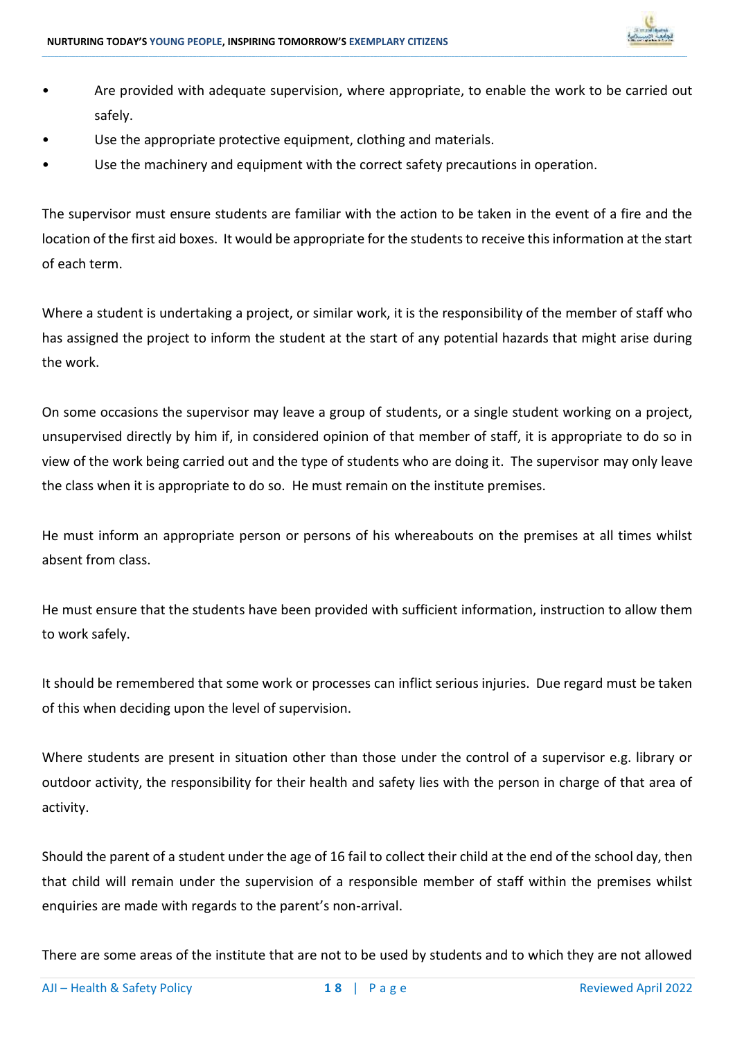- Are provided with adequate supervision, where appropriate, to enable the work to be carried out safely.
- Use the appropriate protective equipment, clothing and materials.
- Use the machinery and equipment with the correct safety precautions in operation.

The supervisor must ensure students are familiar with the action to be taken in the event of a fire and the location of the first aid boxes. It would be appropriate for the students to receive this information at the start of each term.

Where a student is undertaking a project, or similar work, it is the responsibility of the member of staff who has assigned the project to inform the student at the start of any potential hazards that might arise during the work.

On some occasions the supervisor may leave a group of students, or a single student working on a project, unsupervised directly by him if, in considered opinion of that member of staff, it is appropriate to do so in view of the work being carried out and the type of students who are doing it. The supervisor may only leave the class when it is appropriate to do so. He must remain on the institute premises.

He must inform an appropriate person or persons of his whereabouts on the premises at all times whilst absent from class.

He must ensure that the students have been provided with sufficient information, instruction to allow them to work safely.

It should be remembered that some work or processes can inflict serious injuries. Due regard must be taken of this when deciding upon the level of supervision.

Where students are present in situation other than those under the control of a supervisor e.g. library or outdoor activity, the responsibility for their health and safety lies with the person in charge of that area of activity.

Should the parent of a student under the age of 16 fail to collect their child at the end of the school day, then that child will remain under the supervision of a responsible member of staff within the premises whilst enquiries are made with regards to the parent's non-arrival.

There are some areas of the institute that are not to be used by students and to which they are not allowed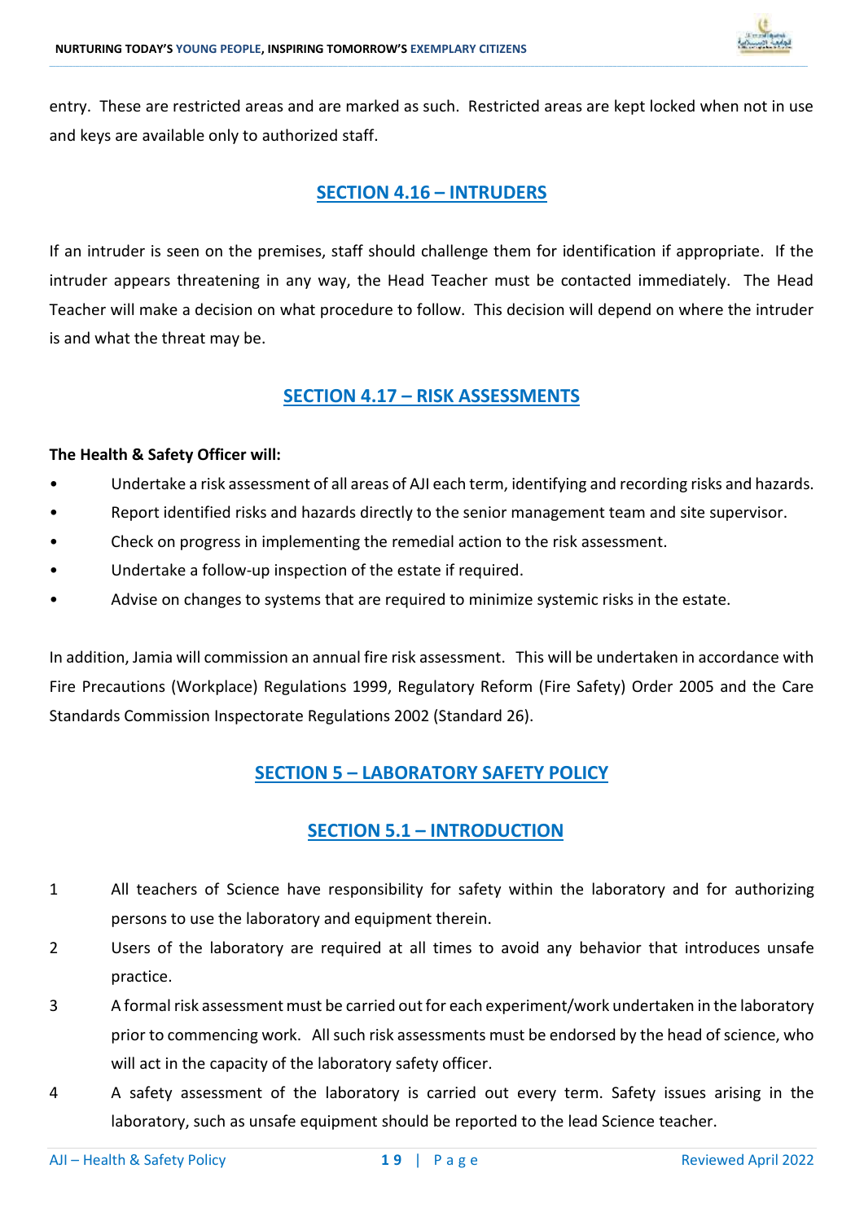entry. These are restricted areas and are marked as such. Restricted areas are kept locked when not in use and keys are available only to authorized staff.

## SECTION 4.16 – INTRUDERS

If an intruder is seen on the premises, staff should challenge them for identification if appropriate. If the intruder appears threatening in any way, the Head Teacher must be contacted immediately. The Head Teacher will make a decision on what procedure to follow. This decision will depend on where the intruder is and what the threat may be.

## SECTION 4.17 – RISK ASSESSMENTS

**The Health & Safety Officer will:**

- Undertake a risk assessment of all areas of AJI each term, identifying and recording risks and hazards.
- Report identified risks and hazards directly to the senior management team and site supervisor.
- Check on progress in implementing the remedial action to the risk assessment.
- Undertake a follow-up inspection of the estate if required.
- Advise on changes to systems that are required to minimize systemic risks in the estate.

In addition, Jamia will commission an annual fire risk assessment. This will be undertaken in accordance with Fire Precautions (Workplace) Regulations 1999, Regulatory Reform (Fire Safety) Order 2005 and the Care Standards Commission Inspectorate Regulations 2002 (Standard 26).

# SECTION 5 – LABORATORY SAFETY POLICY

## SECTION 5.1 – INTRODUCTION

1. All teachers of Science have responsibility for safety within the laboratory and for authorizing persons to use the laboratory and equipment therein.
2. Users of the laboratory are required at all times to avoid any behavior that introduces unsafe practice.
3. A formal risk assessment must be carried out for each experiment/work undertaken in the laboratory prior to commencing work. All such risk assessments must be endorsed by the head of science, who will act in the capacity of the laboratory safety officer.
4. A safety assessment of the laboratory is carried out every term. Safety issues arising in the laboratory, such as unsafe equipment should be reported to the lead Science teacher.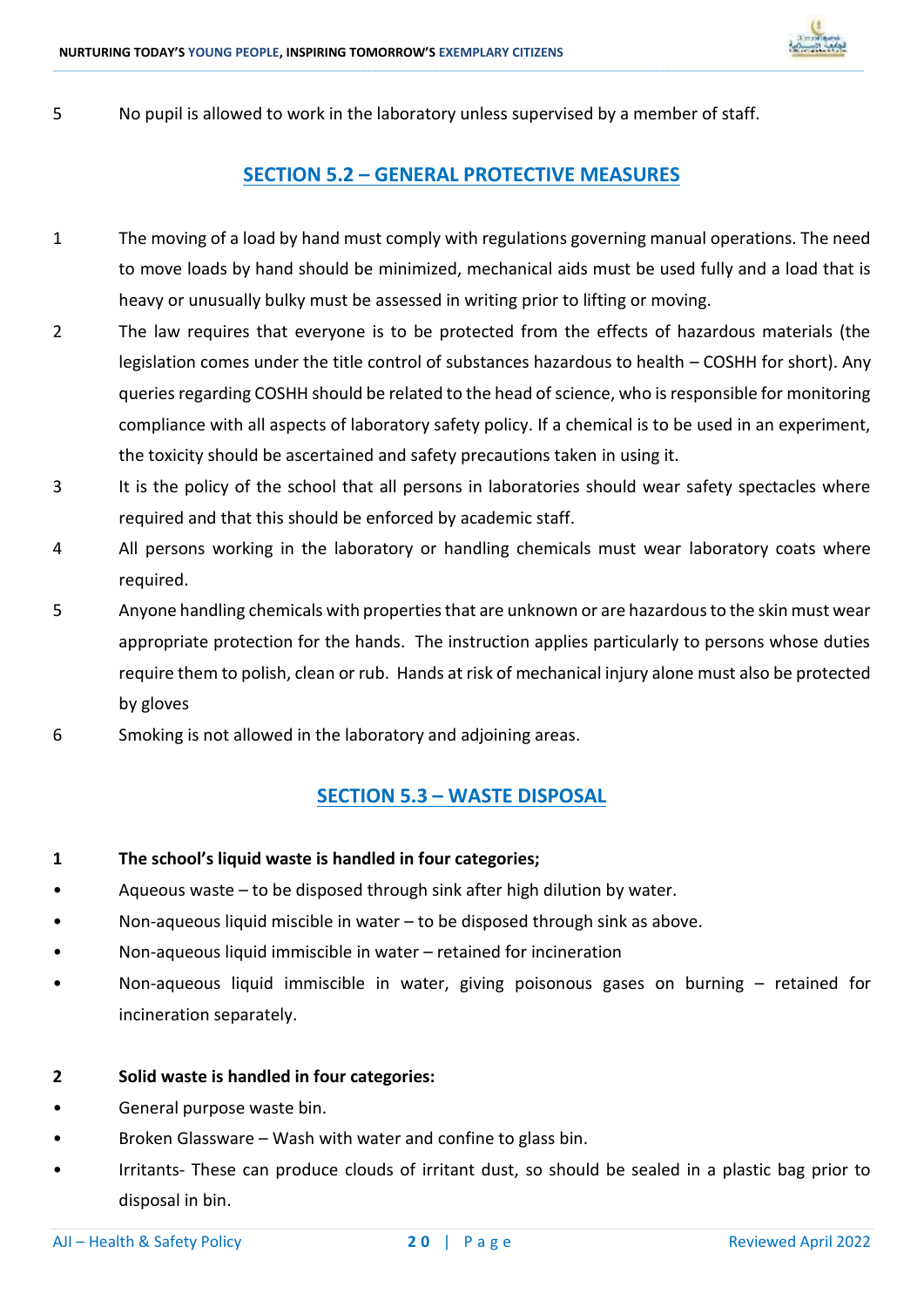5 No pupil is allowed to work in the laboratory unless supervised by a member of staff.

## SECTION 5.2 – GENERAL PROTECTIVE MEASURES

1 The moving of a load by hand must comply with regulations governing manual operations. The need to move loads by hand should be minimized, mechanical aids must be used fully and a load that is heavy or unusually bulky must be assessed in writing prior to lifting or moving.

2 The law requires that everyone is to be protected from the effects of hazardous materials (the legislation comes under the title control of substances hazardous to health – COSHH for short). Any queries regarding COSHH should be related to the head of science, who is responsible for monitoring compliance with all aspects of laboratory safety policy. If a chemical is to be used in an experiment, the toxicity should be ascertained and safety precautions taken in using it.

3 It is the policy of the school that all persons in laboratories should wear safety spectacles where required and that this should be enforced by academic staff.

4 All persons working in the laboratory or handling chemicals must wear laboratory coats where required.

5 Anyone handling chemicals with properties that are unknown or are hazardous to the skin must wear appropriate protection for the hands. The instruction applies particularly to persons whose duties require them to polish, clean or rub. Hands at risk of mechanical injury alone must also be protected by gloves

6 Smoking is not allowed in the laboratory and adjoining areas.

## SECTION 5.3 – WASTE DISPOSAL

**1 The school's liquid waste is handled in four categories;**

- Aqueous waste – to be disposed through sink after high dilution by water.
- Non-aqueous liquid miscible in water – to be disposed through sink as above.
- Non-aqueous liquid immiscible in water – retained for incineration
- Non-aqueous liquid immiscible in water, giving poisonous gases on burning – retained for incineration separately.

**2 Solid waste is handled in four categories:**

- General purpose waste bin.
- Broken Glassware – Wash with water and confine to glass bin.
- Irritants- These can produce clouds of irritant dust, so should be sealed in a plastic bag prior to disposal in bin.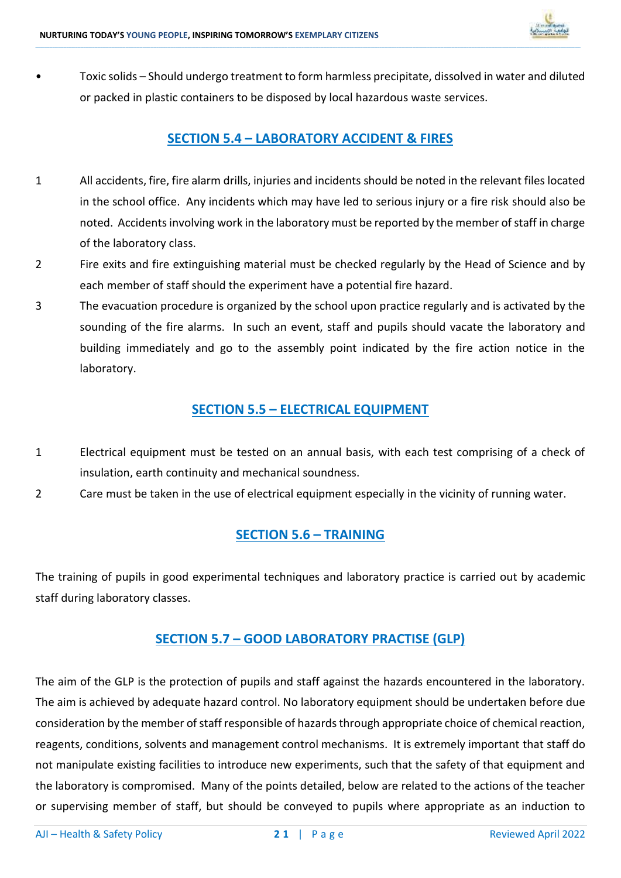- Toxic solids – Should undergo treatment to form harmless precipitate, dissolved in water and diluted or packed in plastic containers to be disposed by local hazardous waste services.

## SECTION 5.4 – LABORATORY ACCIDENT & FIRES

1. All accidents, fire, fire alarm drills, injuries and incidents should be noted in the relevant files located in the school office. Any incidents which may have led to serious injury or a fire risk should also be noted. Accidents involving work in the laboratory must be reported by the member of staff in charge of the laboratory class.
2. Fire exits and fire extinguishing material must be checked regularly by the Head of Science and by each member of staff should the experiment have a potential fire hazard.
3. The evacuation procedure is organized by the school upon practice regularly and is activated by the sounding of the fire alarms. In such an event, staff and pupils should vacate the laboratory and building immediately and go to the assembly point indicated by the fire action notice in the laboratory.

## SECTION 5.5 – ELECTRICAL EQUIPMENT

1. Electrical equipment must be tested on an annual basis, with each test comprising of a check of insulation, earth continuity and mechanical soundness.
2. Care must be taken in the use of electrical equipment especially in the vicinity of running water.

## SECTION 5.6 – TRAINING

The training of pupils in good experimental techniques and laboratory practice is carried out by academic staff during laboratory classes.

## SECTION 5.7 – GOOD LABORATORY PRACTISE (GLP)

The aim of the GLP is the protection of pupils and staff against the hazards encountered in the laboratory. The aim is achieved by adequate hazard control. No laboratory equipment should be undertaken before due consideration by the member of staff responsible of hazards through appropriate choice of chemical reaction, reagents, conditions, solvents and management control mechanisms. It is extremely important that staff do not manipulate existing facilities to introduce new experiments, such that the safety of that equipment and the laboratory is compromised. Many of the points detailed, below are related to the actions of the teacher or supervising member of staff, but should be conveyed to pupils where appropriate as an induction to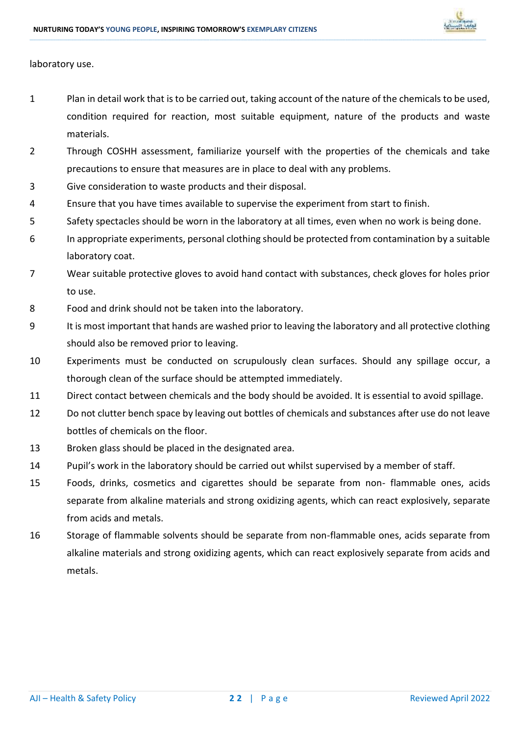laboratory use.

1. Plan in detail work that is to be carried out, taking account of the nature of the chemicals to be used, condition required for reaction, most suitable equipment, nature of the products and waste materials.
2. Through COSHH assessment, familiarize yourself with the properties of the chemicals and take precautions to ensure that measures are in place to deal with any problems.
3. Give consideration to waste products and their disposal.
4. Ensure that you have times available to supervise the experiment from start to finish.
5. Safety spectacles should be worn in the laboratory at all times, even when no work is being done.
6. In appropriate experiments, personal clothing should be protected from contamination by a suitable laboratory coat.
7. Wear suitable protective gloves to avoid hand contact with substances, check gloves for holes prior to use.
8. Food and drink should not be taken into the laboratory.
9. It is most important that hands are washed prior to leaving the laboratory and all protective clothing should also be removed prior to leaving.
10. Experiments must be conducted on scrupulously clean surfaces. Should any spillage occur, a thorough clean of the surface should be attempted immediately.
11. Direct contact between chemicals and the body should be avoided. It is essential to avoid spillage.
12. Do not clutter bench space by leaving out bottles of chemicals and substances after use do not leave bottles of chemicals on the floor.
13. Broken glass should be placed in the designated area.
14. Pupil's work in the laboratory should be carried out whilst supervised by a member of staff.
15. Foods, drinks, cosmetics and cigarettes should be separate from non- flammable ones, acids separate from alkaline materials and strong oxidizing agents, which can react explosively, separate from acids and metals.
16. Storage of flammable solvents should be separate from non-flammable ones, acids separate from alkaline materials and strong oxidizing agents, which can react explosively separate from acids and metals.